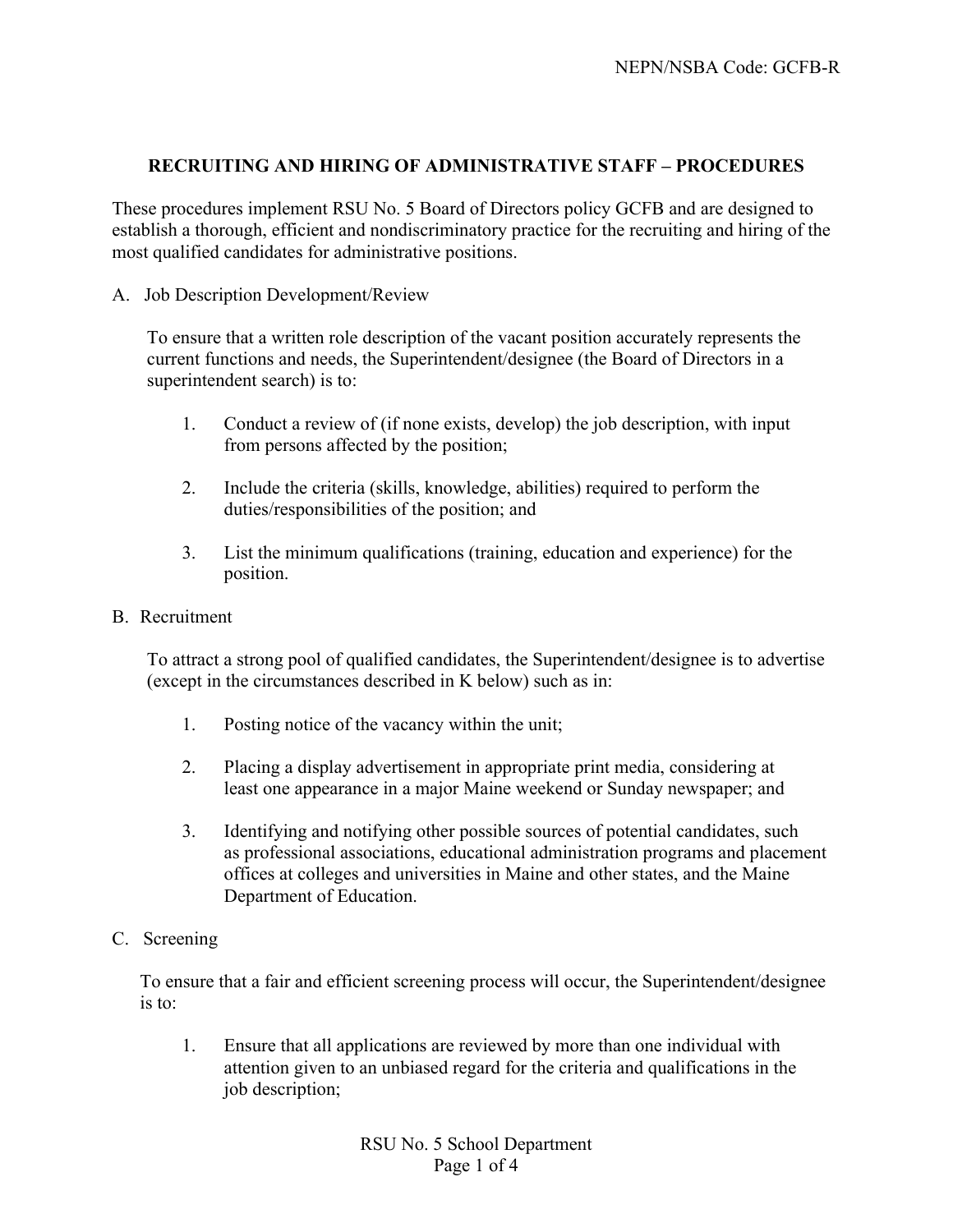## RECRUITING AND HIRING OF ADMINISTRATIVE STAFF – PROCEDURES

These procedures implement RSU No. 5 Board of Directors policy GCFB and are designed to establish a thorough, efficient and nondiscriminatory practice for the recruiting and hiring of the most qualified candidates for administrative positions.

A. Job Description Development/Review

To ensure that a written role description of the vacant position accurately represents the current functions and needs, the Superintendent/designee (the Board of Directors in a superintendent search) is to:

1. Conduct a review of (if none exists, develop) the job description, with input from persons affected by the position;

2. Include the criteria (skills, knowledge, abilities) required to perform the duties/responsibilities of the position; and

3. List the minimum qualifications (training, education and experience) for the position.

B. Recruitment

To attract a strong pool of qualified candidates, the Superintendent/designee is to advertise (except in the circumstances described in K below) such as in:

1. Posting notice of the vacancy within the unit;

2. Placing a display advertisement in appropriate print media, considering at least one appearance in a major Maine weekend or Sunday newspaper; and

3. Identifying and notifying other possible sources of potential candidates, such as professional associations, educational administration programs and placement offices at colleges and universities in Maine and other states, and the Maine Department of Education.

C. Screening

To ensure that a fair and efficient screening process will occur, the Superintendent/designee is to:

1. Ensure that all applications are reviewed by more than one individual with attention given to an unbiased regard for the criteria and qualifications in the job description;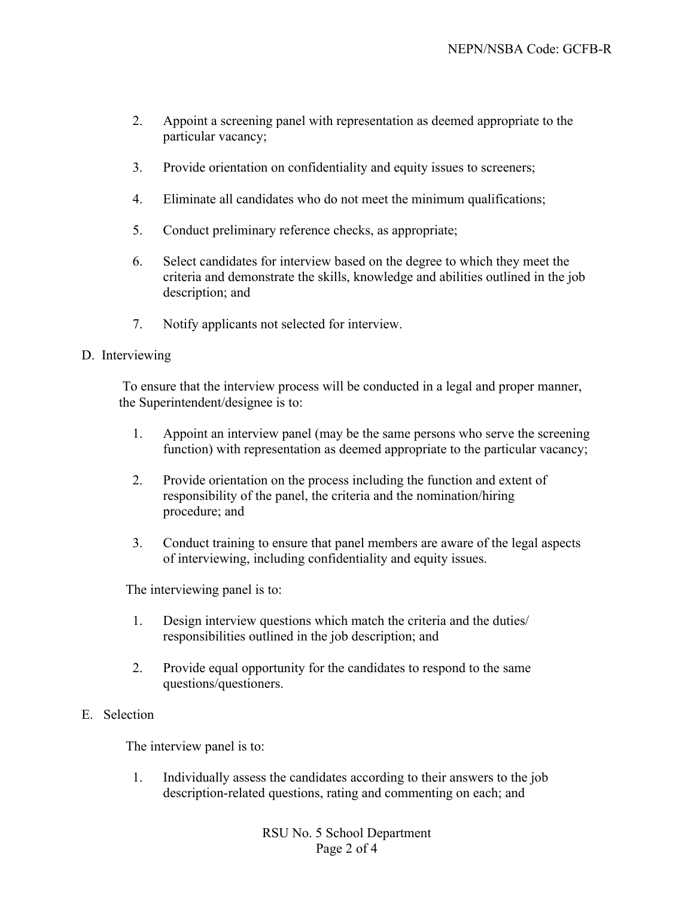2. Appoint a screening panel with representation as deemed appropriate to the particular vacancy;

3. Provide orientation on confidentiality and equity issues to screeners;

4. Eliminate all candidates who do not meet the minimum qualifications;

5. Conduct preliminary reference checks, as appropriate;

6. Select candidates for interview based on the degree to which they meet the criteria and demonstrate the skills, knowledge and abilities outlined in the job description; and

7. Notify applicants not selected for interview.

D. Interviewing

To ensure that the interview process will be conducted in a legal and proper manner, the Superintendent/designee is to:

1. Appoint an interview panel (may be the same persons who serve the screening function) with representation as deemed appropriate to the particular vacancy;

2. Provide orientation on the process including the function and extent of responsibility of the panel, the criteria and the nomination/hiring procedure; and

3. Conduct training to ensure that panel members are aware of the legal aspects of interviewing, including confidentiality and equity issues.

The interviewing panel is to:

1. Design interview questions which match the criteria and the duties/responsibilities outlined in the job description; and

2. Provide equal opportunity for the candidates to respond to the same questions/questioners.

E. Selection

The interview panel is to:

1. Individually assess the candidates according to their answers to the job description-related questions, rating and commenting on each; and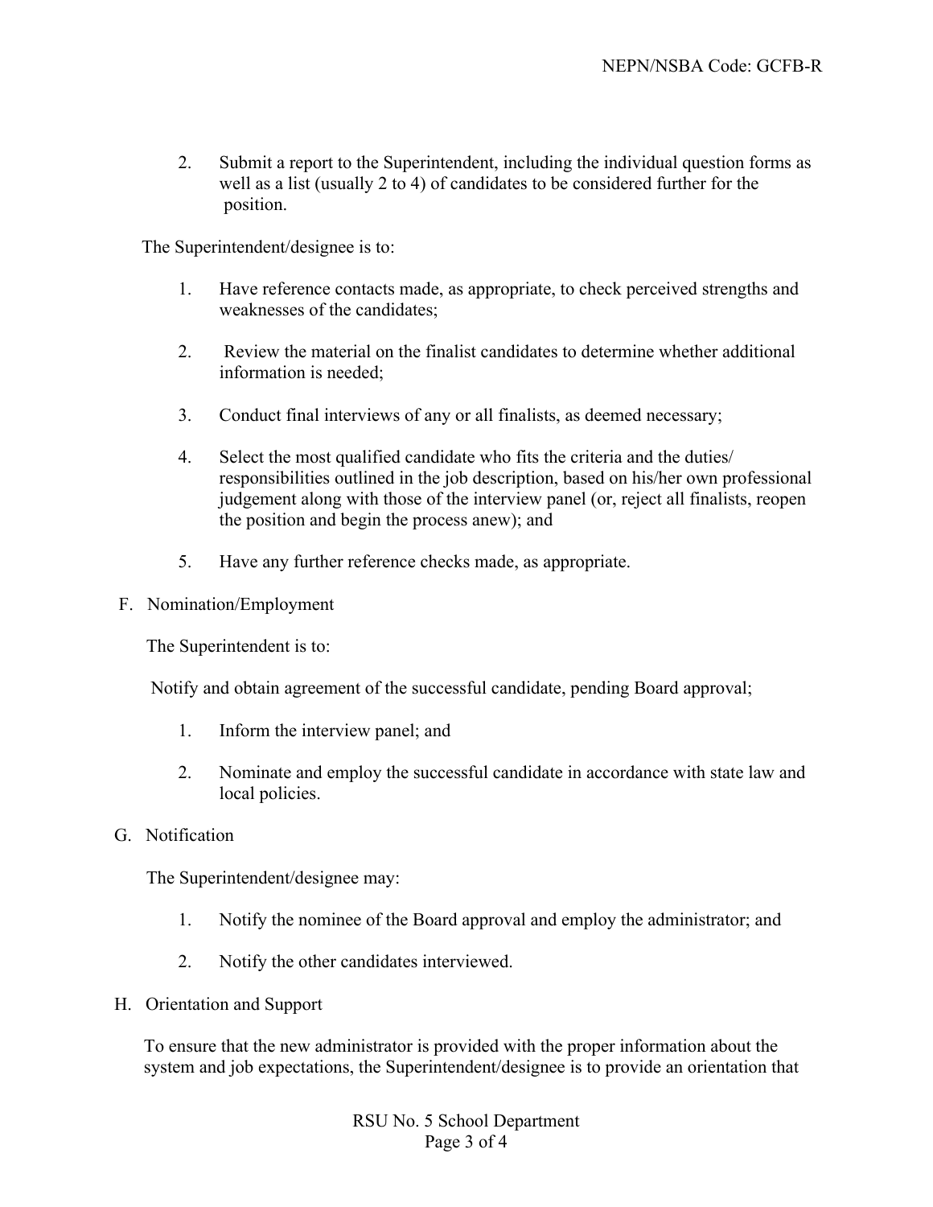2. Submit a report to the Superintendent, including the individual question forms as well as a list (usually 2 to 4) of candidates to be considered further for the position.

The Superintendent/designee is to:

1. Have reference contacts made, as appropriate, to check perceived strengths and weaknesses of the candidates;

2. Review the material on the finalist candidates to determine whether additional information is needed;

3. Conduct final interviews of any or all finalists, as deemed necessary;

4. Select the most qualified candidate who fits the criteria and the duties/ responsibilities outlined in the job description, based on his/her own professional judgement along with those of the interview panel (or, reject all finalists, reopen the position and begin the process anew); and

5. Have any further reference checks made, as appropriate.

F. Nomination/Employment

The Superintendent is to:

Notify and obtain agreement of the successful candidate, pending Board approval;

1. Inform the interview panel; and

2. Nominate and employ the successful candidate in accordance with state law and local policies.

G. Notification

The Superintendent/designee may:

1. Notify the nominee of the Board approval and employ the administrator; and

2. Notify the other candidates interviewed.

H. Orientation and Support

To ensure that the new administrator is provided with the proper information about the system and job expectations, the Superintendent/designee is to provide an orientation that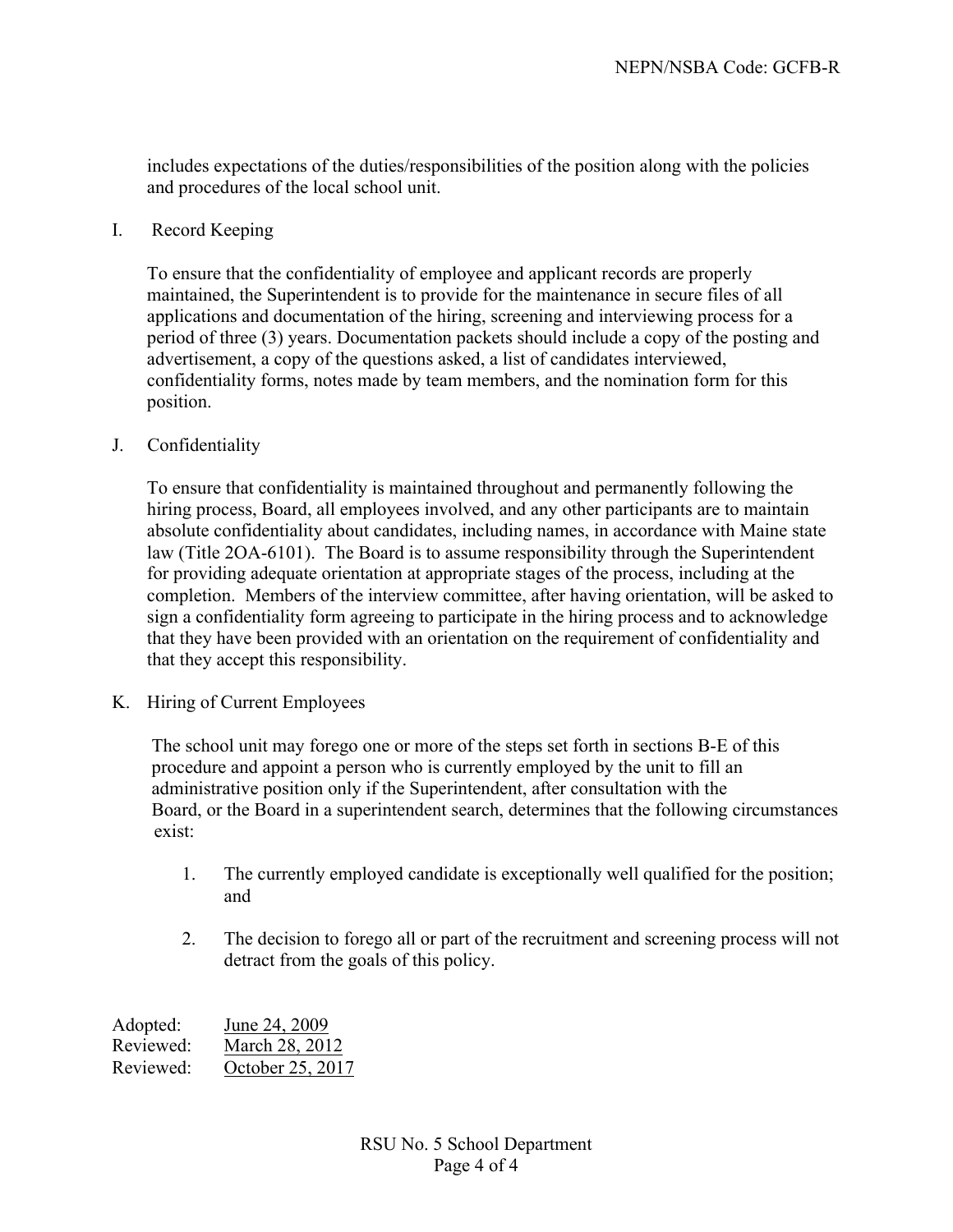includes expectations of the duties/responsibilities of the position along with the policies and procedures of the local school unit.

I. Record Keeping

To ensure that the confidentiality of employee and applicant records are properly maintained, the Superintendent is to provide for the maintenance in secure files of all applications and documentation of the hiring, screening and interviewing process for a period of three (3) years. Documentation packets should include a copy of the posting and advertisement, a copy of the questions asked, a list of candidates interviewed, confidentiality forms, notes made by team members, and the nomination form for this position.

J. Confidentiality

To ensure that confidentiality is maintained throughout and permanently following the hiring process, Board, all employees involved, and any other participants are to maintain absolute confidentiality about candidates, including names, in accordance with Maine state law (Title 2OA-6101). The Board is to assume responsibility through the Superintendent for providing adequate orientation at appropriate stages of the process, including at the completion. Members of the interview committee, after having orientation, will be asked to sign a confidentiality form agreeing to participate in the hiring process and to acknowledge that they have been provided with an orientation on the requirement of confidentiality and that they accept this responsibility.

K. Hiring of Current Employees

The school unit may forego one or more of the steps set forth in sections B-E of this procedure and appoint a person who is currently employed by the unit to fill an administrative position only if the Superintendent, after consultation with the Board, or the Board in a superintendent search, determines that the following circumstances exist:

1. The currently employed candidate is exceptionally well qualified for the position; and

2. The decision to forego all or part of the recruitment and screening process will not detract from the goals of this policy.

Adopted: June 24, 2009
Reviewed: March 28, 2012
Reviewed: October 25, 2017